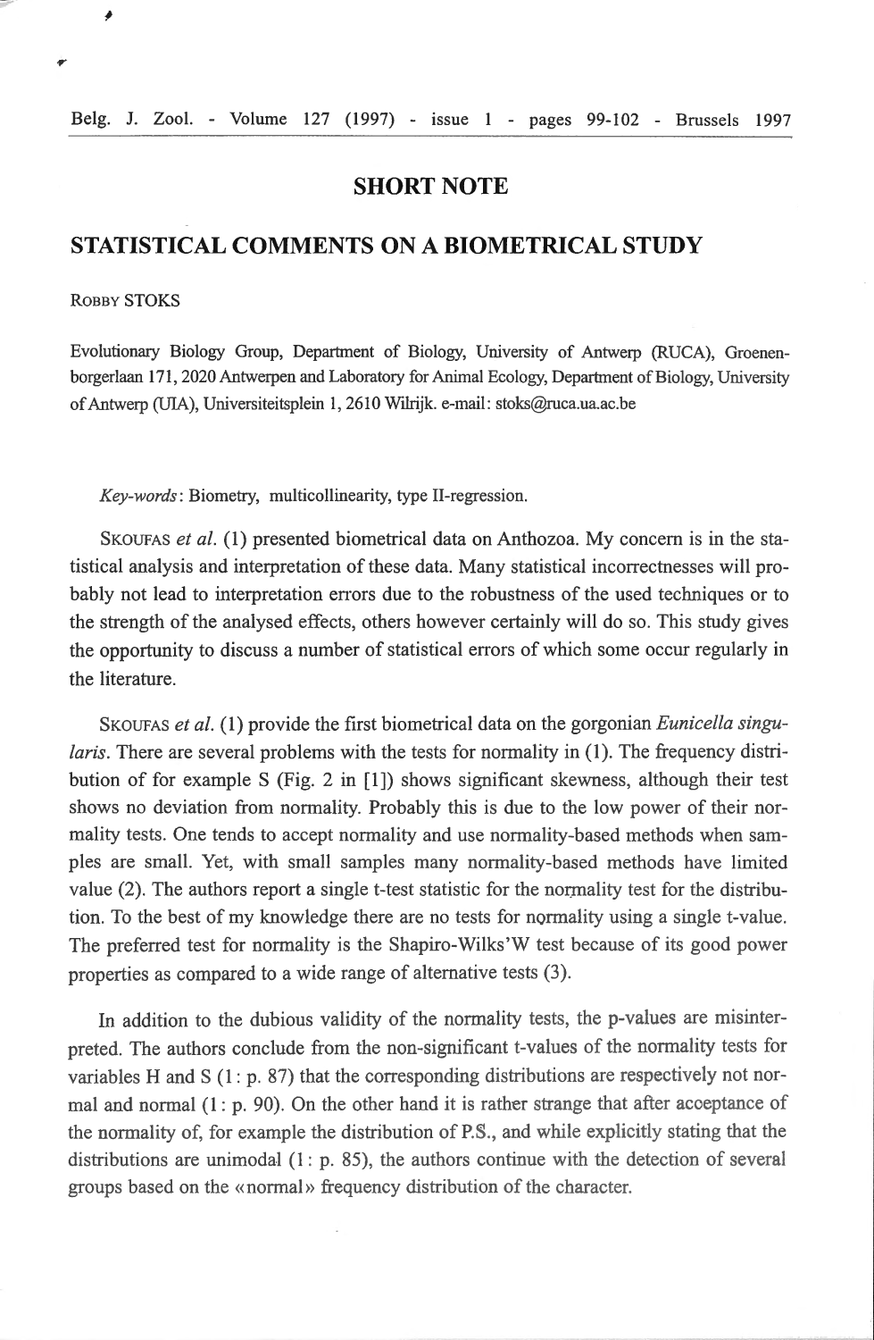## SHORT NOTE

# STATISTICAL COMMENTS ON A BIOMETRICAL STUDY

ROBBY STOKS

Evolutionary Biology Group, Department of Biology, University of Antwerp (RUCA), Groenenborgerlaan 171, 2020 Antwerpen and Laboratory for Animal Ecology, Department of Biology, University of Antwerp (UIA), Universiteitsplein 1, 2610 Wilrijk. e-mail: stoks@ruca.ua.ac.be

*Key-words*: Biometry, multicollinearity, type II-regression.

SKOUFAS *et al.* (1) presented biometrical data on Anthozoa. My concern is in the statistical analysis and interpretation of these data. Many statistical incorrectnesses will probably not lead to interpretation errors due to the robustness of the used techniques or to the strength of the analysed effects, others however certainly will do so. This study gives the opportunity to discuss a number of statistical errors of which some occur regularly in the literature.

SKOUFAS *et al.* (1) provide the first biometrical data on the gorgonian *Eunicella singularis*. There are several problems with the tests for normality in (1). The frequency distribution of for example S (Fig. 2 in [1]) shows significant skewness, although their test shows no deviation from normality. Probably this is due to the low power of their normality tests. One tends to accept normality and use normality-based methods when samples are small. Yet, with small samples many normality-based methods have limited value (2). The authors report a single t-test statistic for the normality test for the distribution. To the best of my knowledge there are no tests for normality using a single t-value. The preferred test for normality is the Shapiro-Wilks'W test because of its good power properties as compared to a wide range of alternative tests (3).

In addition to the dubious validity of the normality tests, the p-values are misinterpreted. The authors conclude from the non-significant t-values of the normality tests for variables H and S (1 : p. 87) that the corresponding distributions are respectively not normal and normal (1 : p. 90). On the other hand it is rather strange that after acceptance of the normality of, for example the distribution of P.S., and while explicitly stating that the distributions are unimodal (1 : p. 85), the authors continue with the detection of several groups based on the «normal» frequency distribution of the character.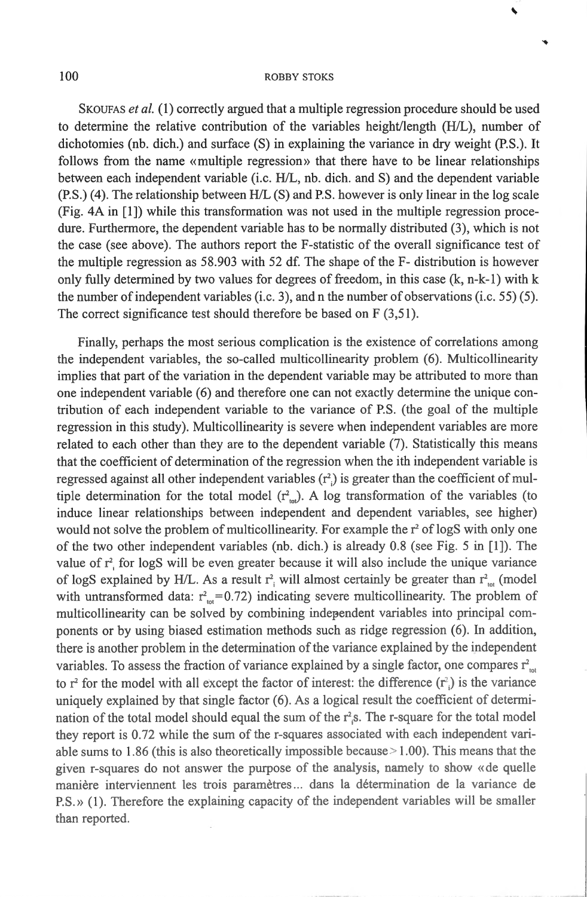SKOUFAS *et al.* (1) correctly argued that a multiple regression procedure should be used to determine the relative contribution of the variables height/length (H/L), number of dichotomies (nb. dich.) and surface (S) in explaining the variance in dry weight (P.S.). It follows from the name «multiple regression» that there have to be linear relationships between each independent variable (i.c. H/L, nb. dich. and S) and the dependent variable (P.S.) (4). The relationship between H/L (S) and P.S. however is only linear in the log scale (Fig. 4A in [1]) while this transformation was not used in the multiple regression procedure. Furthermore, the dependent variable has to be normally distributed (3), which is not the case (see above). The authors report the F-statistic of the overall significance test of the multiple regression as 58.903 with 52 df. The shape of the F- distribution is however only fully determined by two values for degrees of freedom, in this case (k, n-k-1) with k the number of independent variables (i.c. 3), and n the number of observations (i.c. 55) (5). The correct significance test should therefore be based on F (3,51).

Finally, perhaps the most serious complication is the existence of correlations among the independent variables, the so-called multicollinearity problem (6). Multicollinearity implies that part of the variation in the dependent variable may be attributed to more than one independent variable (6) and therefore one can not exactly determine the unique contribution of each independent variable to the variance of P.S. (the goal of the multiple regression in this study). Multicollinearity is severe when independent variables are more related to each other than they are to the dependent variable (7). Statistically this means that the coefficient of determination of the regression when the ith independent variable is regressed against all other independent variables ($r^2_i$) is greater than the coefficient of multiple determination for the total model ($r^2_{tot}$). A log transformation of the variables (to induce linear relationships between independent and dependent variables, see higher) would not solve the problem of multicollinearity. For example the $r^2$ of logS with only one of the two other independent variables (nb. dich.) is already 0.8 (see Fig. 5 in [1]). The value of $r^2_i$ for logS will be even greater because it will also include the unique variance of logS explained by H/L. As a result $r^2_i$ will almost certainly be greater than $r^2_{tot}$ (model with untransformed data: $r^2_{tot}=0.72$) indicating severe multicollinearity. The problem of multicollinearity can be solved by combining independent variables into principal components or by using biased estimation methods such as ridge regression (6). In addition, there is another problem in the determination of the variance explained by the independent variables. To assess the fraction of variance explained by a single factor, one compares $r^2_{tot}$ to $r^2$ for the model with all except the factor of interest: the difference ($r^2_i$) is the variance uniquely explained by that single factor (6). As a logical result the coefficient of determination of the total model should equal the sum of the $r^2_i$s. The r-square for the total model they report is 0.72 while the sum of the r-squares associated with each independent variable sums to 1.86 (this is also theoretically impossible because > 1.00). This means that the given r-squares do not answer the purpose of the analysis, namely to show «de quelle manière interviennent les trois paramètres... dans la détermination de la variance de P.S.» (1). Therefore the explaining capacity of the independent variables will be smaller than reported.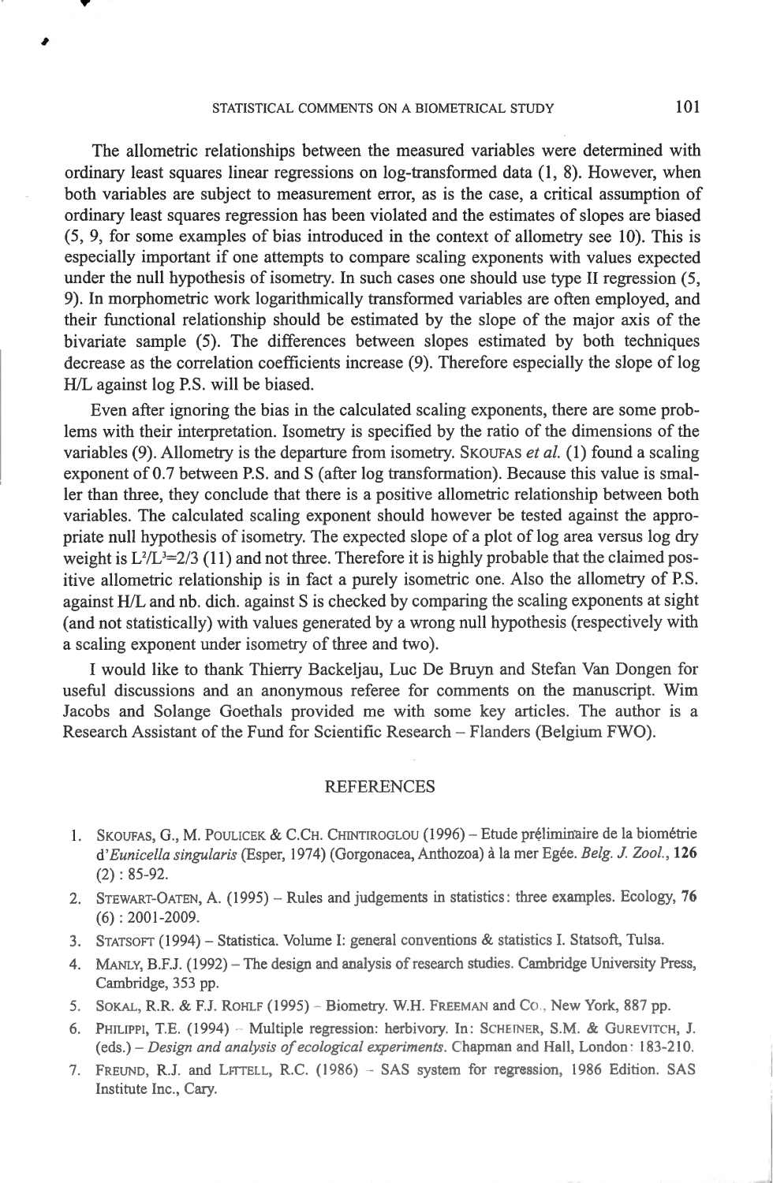The allometric relationships between the measured variables were determined with ordinary least squares linear regressions on log-transformed data (1, 8). However, when both variables are subject to measurement error, as is the case, a critical assumption of ordinary least squares regression has been violated and the estimates of slopes are biased (5, 9, for some examples of bias introduced in the context of allometry see 10). This is especially important if one attempts to compare scaling exponents with values expected under the null hypothesis of isometry. In such cases one should use type II regression (5, 9). In morphometric work logarithmically transformed variables are often employed, and their functional relationship should be estimated by the slope of the major axis of the bivariate sample (5). The differences between slopes estimated by both techniques decrease as the correlation coefficients increase (9). Therefore especially the slope of log H/L against log P.S. will be biased.

Even after ignoring the bias in the calculated scaling exponents, there are some problems with their interpretation. Isometry is specified by the ratio of the dimensions of the variables (9). Allometry is the departure from isometry. SKOUFAS *et al.* (1) found a scaling exponent of 0.7 between P.S. and S (after log transformation). Because this value is smaller than three, they conclude that there is a positive allometric relationship between both variables. The calculated scaling exponent should however be tested against the appropriate null hypothesis of isometry. The expected slope of a plot of log area versus log dry weight is $L^2/L^3=2/3$ (11) and not three. Therefore it is highly probable that the claimed positive allometric relationship is in fact a purely isometric one. Also the allometry of P.S. against H/L and nb. dich. against S is checked by comparing the scaling exponents at sight (and not statistically) with values generated by a wrong null hypothesis (respectively with a scaling exponent under isometry of three and two).

I would like to thank Thierry Backeljau, Luc De Bruyn and Stefan Van Dongen for useful discussions and an anonymous referee for comments on the manuscript. Wim Jacobs and Solange Goethals provided me with some key articles. The author is a Research Assistant of the Fund for Scientific Research – Flanders (Belgium FWO).

## REFERENCES

1. SKOUFAS, G., M. POULICEK & C.CH. CHINTIROGLOU (1996) – Etude préliminaire de la biométrie d'*Eunicella singularis* (Esper, 1974) (Gorgonacea, Anthozoa) à la mer Egée. *Belg. J. Zool.*, **126** (2) : 85-92.
2. STEWART-OATEN, A. (1995) – Rules and judgements in statistics: three examples. Ecology, **76** (6) : 2001-2009.
3. STATSOFT (1994) – Statistica. Volume I: general conventions & statistics I. Statsoft, Tulsa.
4. MANLY, B.F.J. (1992) – The design and analysis of research studies. Cambridge University Press, Cambridge, 353 pp.
5. SOKAL, R.R. & F.J. ROHLF (1995) – Biometry. W.H. FREEMAN and CO., New York, 887 pp.
6. PHILIPPI, T.E. (1994) – Multiple regression: herbivory. In: SCHEINER, S.M. & GUREVITCH, J. (eds.) – *Design and analysis of ecological experiments*. Chapman and Hall, London: 183-210.
7. FREUND, R.J. and LITTELL, R.C. (1986) – SAS system for regression, 1986 Edition. SAS Institute Inc., Cary.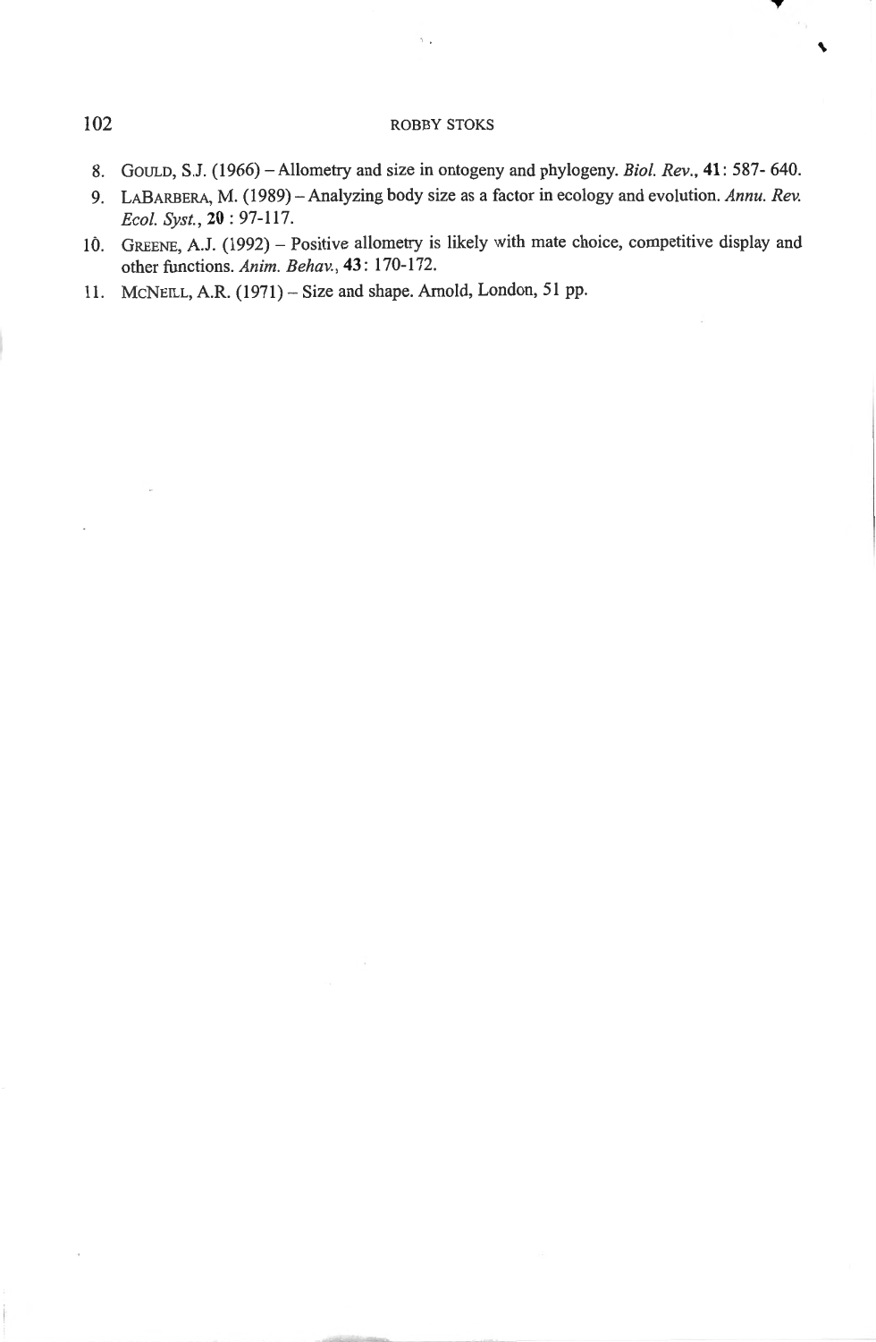8. Gould, S.J. (1966) – Allometry and size in ontogeny and phylogeny. *Biol. Rev.*, **41**: 587- 640.
9. LaBarbera, M. (1989) – Analyzing body size as a factor in ecology and evolution. *Annu. Rev. Ecol. Syst.*, **20** : 97-117.
10. Greene, A.J. (1992) – Positive allometry is likely with mate choice, competitive display and other functions. *Anim. Behav.*, **43**: 170-172.
11. McNeill, A.R. (1971) – Size and shape. Arnold, London, 51 pp.